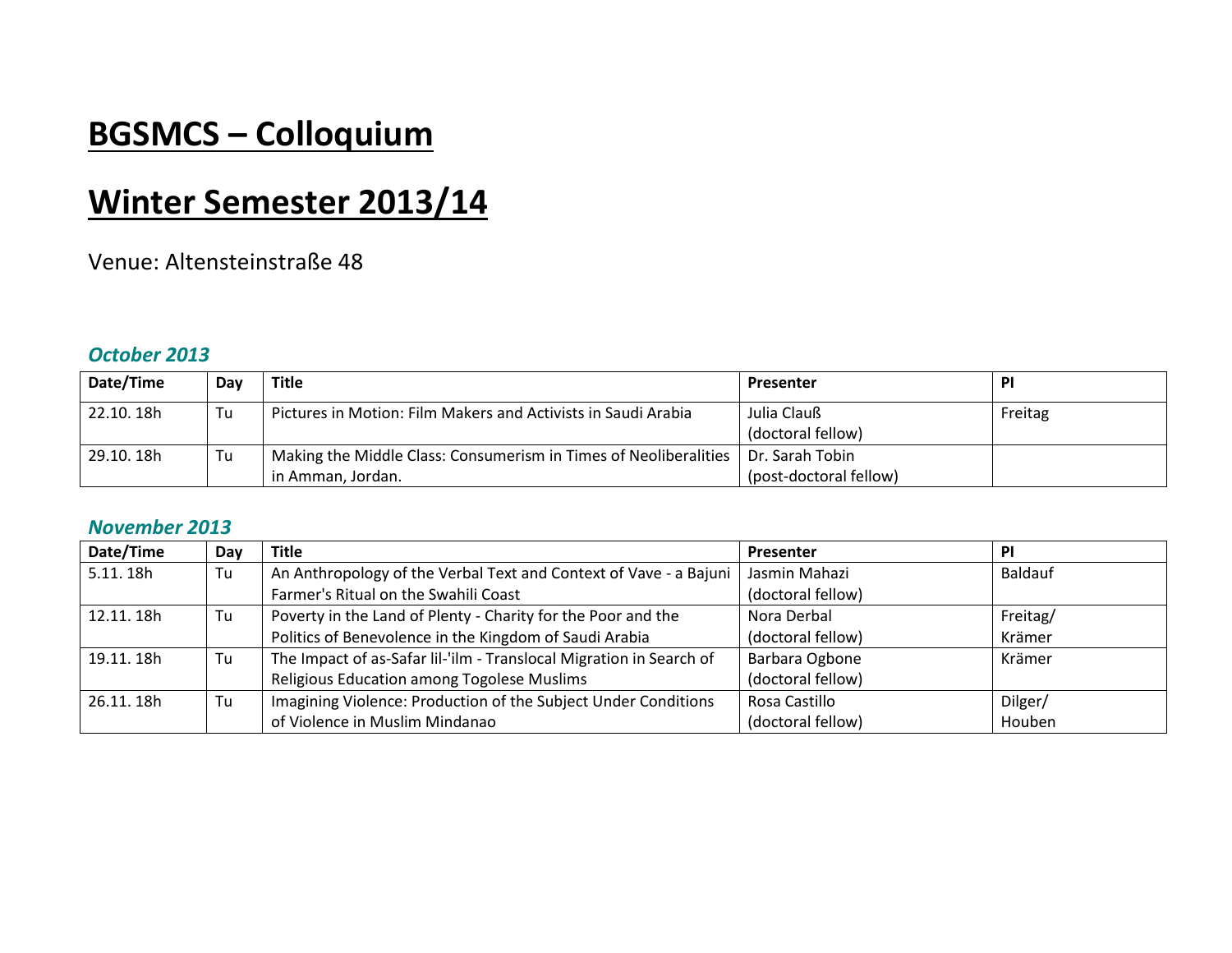# BGSMCS – Colloquium

# Winter Semester 2013/14

Venue: Altensteinstraße 48

### *October 2013*

| Date/Time | Day | Title | Presenter | PI |
|---|---|---|---|---|
| 22.10. 18h | Tu | Pictures in Motion: Film Makers and Activists in Saudi Arabia | Julia Clauß (doctoral fellow) | Freitag |
| 29.10. 18h | Tu | Making the Middle Class: Consumerism in Times of Neoliberalities in Amman, Jordan. | Dr. Sarah Tobin (post-doctoral fellow) | |

### *November 2013*

| Date/Time | Day | Title | Presenter | PI |
|---|---|---|---|---|
| 5.11. 18h | Tu | An Anthropology of the Verbal Text and Context of Vave - a Bajuni Farmer's Ritual on the Swahili Coast | Jasmin Mahazi (doctoral fellow) | Baldauf |
| 12.11. 18h | Tu | Poverty in the Land of Plenty - Charity for the Poor and the Politics of Benevolence in the Kingdom of Saudi Arabia | Nora Derbal (doctoral fellow) | Freitag/ Krämer |
| 19.11. 18h | Tu | The Impact of as-Safar lil-'ilm - Translocal Migration in Search of Religious Education among Togolese Muslims | Barbara Ogbone (doctoral fellow) | Krämer |
| 26.11. 18h | Tu | Imagining Violence: Production of the Subject Under Conditions of Violence in Muslim Mindanao | Rosa Castillo (doctoral fellow) | Dilger/ Houben |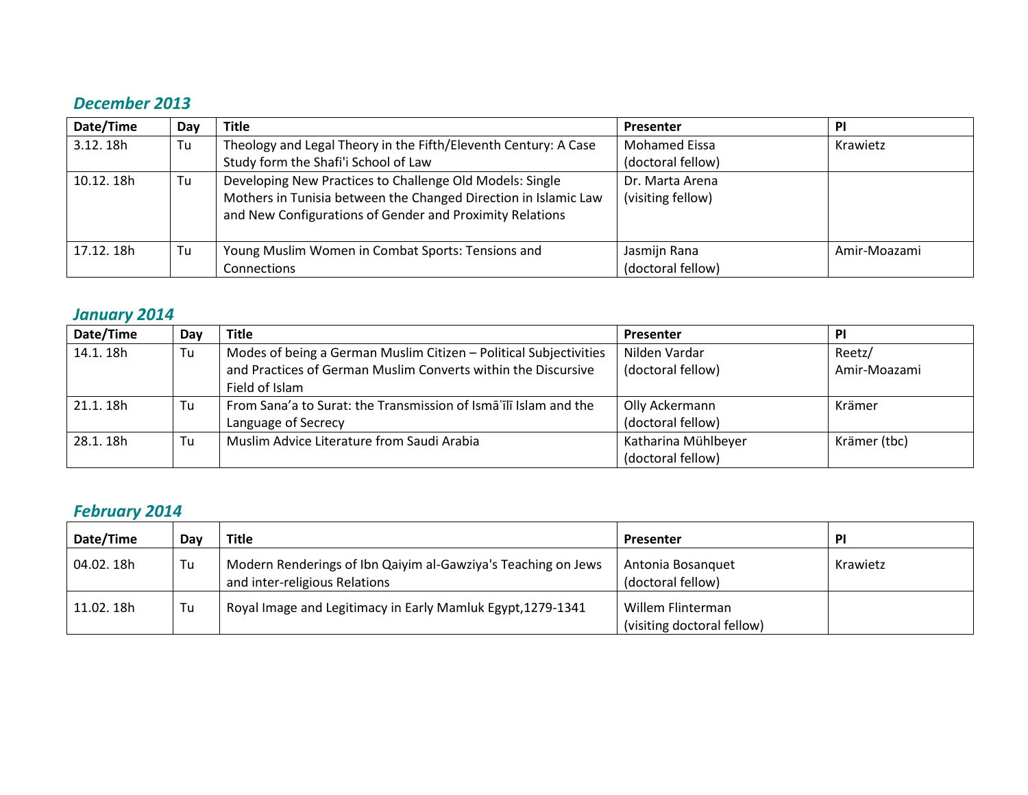## *December 2013*

| Date/Time | Day | Title | Presenter | PI |
|---|---|---|---|---|
| 3.12. 18h | Tu | Theology and Legal Theory in the Fifth/Eleventh Century: A Case Study form the Shafi'i School of Law | Mohamed Eissa (doctoral fellow) | Krawietz |
| 10.12. 18h | Tu | Developing New Practices to Challenge Old Models: Single Mothers in Tunisia between the Changed Direction in Islamic Law and New Configurations of Gender and Proximity Relations | Dr. Marta Arena (visiting fellow) | |
| 17.12. 18h | Tu | Young Muslim Women in Combat Sports: Tensions and Connections | Jasmijn Rana (doctoral fellow) | Amir-Moazami |

## *January 2014*

| Date/Time | Day | Title | Presenter | PI |
|---|---|---|---|---|
| 14.1. 18h | Tu | Modes of being a German Muslim Citizen – Political Subjectivities and Practices of German Muslim Converts within the Discursive Field of Islam | Nilden Vardar (doctoral fellow) | Reetz/ Amir-Moazami |
| 21.1. 18h | Tu | From Sana'a to Surat: the Transmission of Ismāʿīlī Islam and the Language of Secrecy | Olly Ackermann (doctoral fellow) | Krämer |
| 28.1. 18h | Tu | Muslim Advice Literature from Saudi Arabia | Katharina Mühlbeyer (doctoral fellow) | Krämer (tbc) |

## *February 2014*

| Date/Time | Day | Title | Presenter | PI |
|---|---|---|---|---|
| 04.02. 18h | Tu | Modern Renderings of Ibn Qaiyim al-Gawziya's Teaching on Jews and inter-religious Relations | Antonia Bosanquet (doctoral fellow) | Krawietz |
| 11.02. 18h | Tu | Royal Image and Legitimacy in Early Mamluk Egypt,1279-1341 | Willem Flinterman (visiting doctoral fellow) | |